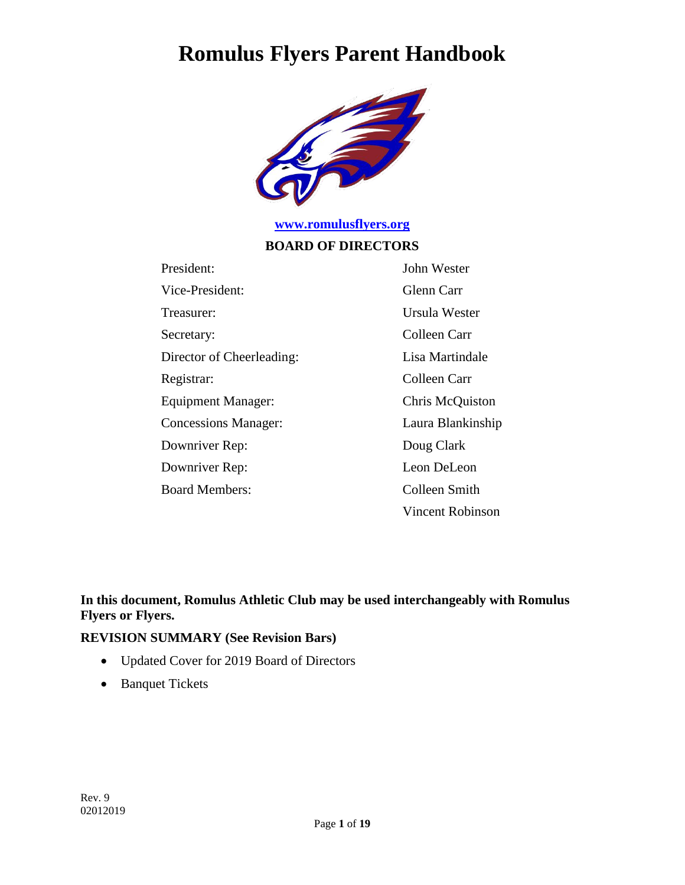# Romulus Flyers Parent Handbook

www.romulusflyers.org

**BOARD OF DIRECTORS**

| | |
|---|---|
| President: | John Wester |
| Vice-President: | Glenn Carr |
| Treasurer: | Ursula Wester |
| Secretary: | Colleen Carr |
| Director of Cheerleading: | Lisa Martindale |
| Registrar: | Colleen Carr |
| Equipment Manager: | Chris McQuiston |
| Concessions Manager: | Laura Blankinship |
| Downriver Rep: | Doug Clark |
| Downriver Rep: | Leon DeLeon |
| Board Members: | Colleen Smith |
| | Vincent Robinson |

**In this document, Romulus Athletic Club may be used interchangeably with Romulus Flyers or Flyers.**

**REVISION SUMMARY (See Revision Bars)**

- Updated Cover for 2019 Board of Directors
- Banquet Tickets

Rev. 9
02012019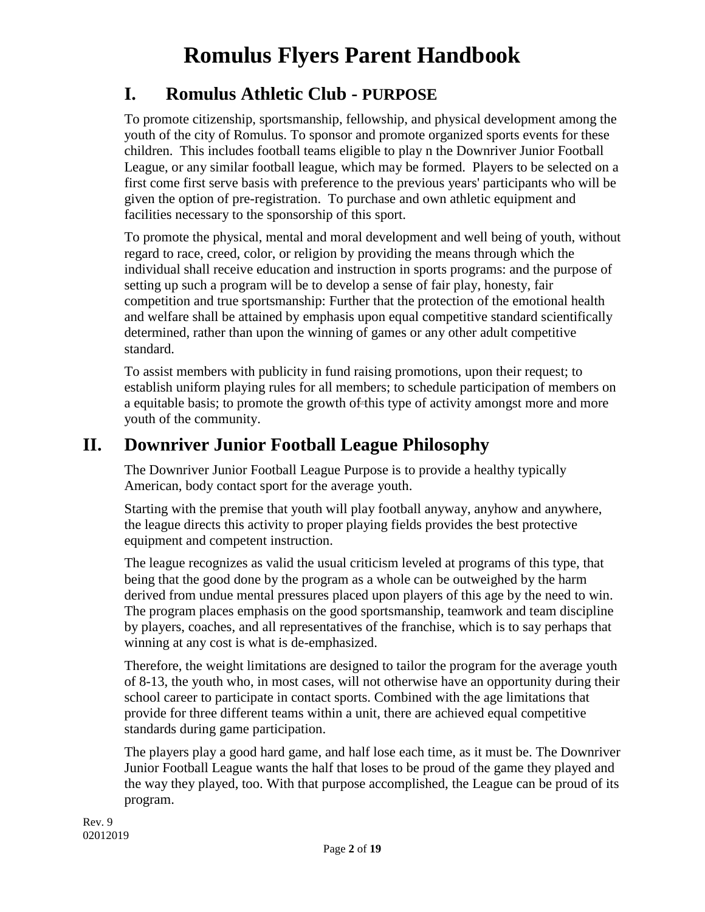# Romulus Flyers Parent Handbook

## I. Romulus Athletic Club - PURPOSE

To promote citizenship, sportsmanship, fellowship, and physical development among the youth of the city of Romulus. To sponsor and promote organized sports events for these children. This includes football teams eligible to play n the Downriver Junior Football League, or any similar football league, which may be formed. Players to be selected on a first come first serve basis with preference to the previous years' participants who will be given the option of pre-registration. To purchase and own athletic equipment and facilities necessary to the sponsorship of this sport.

To promote the physical, mental and moral development and well being of youth, without regard to race, creed, color, or religion by providing the means through which the individual shall receive education and instruction in sports programs: and the purpose of setting up such a program will be to develop a sense of fair play, honesty, fair competition and true sportsmanship: Further that the protection of the emotional health and welfare shall be attained by emphasis upon equal competitive standard scientifically determined, rather than upon the winning of games or any other adult competitive standard.

To assist members with publicity in fund raising promotions, upon their request; to establish uniform playing rules for all members; to schedule participation of members on a equitable basis; to promote the growth of this type of activity amongst more and more youth of the community.

## II. Downriver Junior Football League Philosophy

The Downriver Junior Football League Purpose is to provide a healthy typically American, body contact sport for the average youth.

Starting with the premise that youth will play football anyway, anyhow and anywhere, the league directs this activity to proper playing fields provides the best protective equipment and competent instruction.

The league recognizes as valid the usual criticism leveled at programs of this type, that being that the good done by the program as a whole can be outweighed by the harm derived from undue mental pressures placed upon players of this age by the need to win. The program places emphasis on the good sportsmanship, teamwork and team discipline by players, coaches, and all representatives of the franchise, which is to say perhaps that winning at any cost is what is de-emphasized.

Therefore, the weight limitations are designed to tailor the program for the average youth of 8-13, the youth who, in most cases, will not otherwise have an opportunity during their school career to participate in contact sports. Combined with the age limitations that provide for three different teams within a unit, there are achieved equal competitive standards during game participation.

The players play a good hard game, and half lose each time, as it must be. The Downriver Junior Football League wants the half that loses to be proud of the game they played and the way they played, too. With that purpose accomplished, the League can be proud of its program.

Rev. 9
02012019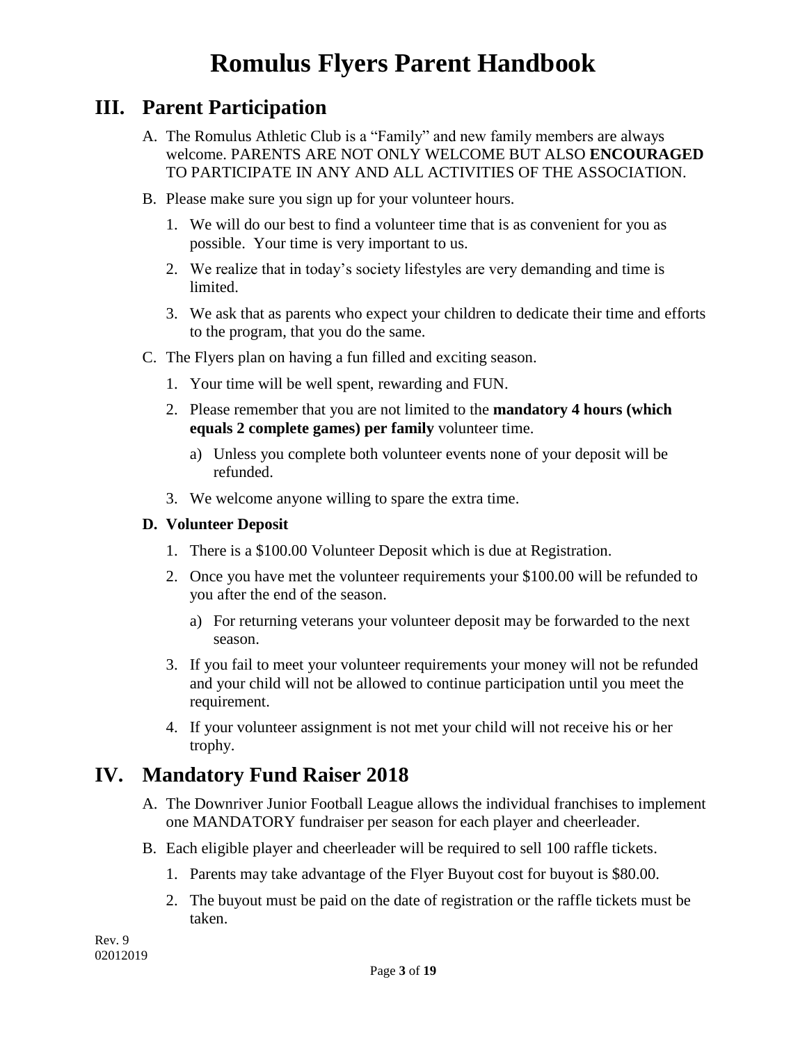# Romulus Flyers Parent Handbook

## III. Parent Participation

A. The Romulus Athletic Club is a "Family" and new family members are always welcome. PARENTS ARE NOT ONLY WELCOME BUT ALSO **ENCOURAGED** TO PARTICIPATE IN ANY AND ALL ACTIVITIES OF THE ASSOCIATION.

B. Please make sure you sign up for your volunteer hours.

   1. We will do our best to find a volunteer time that is as convenient for you as possible. Your time is very important to us.
   2. We realize that in today's society lifestyles are very demanding and time is limited.
   3. We ask that as parents who expect your children to dedicate their time and efforts to the program, that you do the same.

C. The Flyers plan on having a fun filled and exciting season.

   1. Your time will be well spent, rewarding and FUN.
   2. Please remember that you are not limited to the **mandatory 4 hours (which equals 2 complete games) per family** volunteer time.
      a) Unless you complete both volunteer events none of your deposit will be refunded.
   3. We welcome anyone willing to spare the extra time.

**D. Volunteer Deposit**

   1. There is a $100.00 Volunteer Deposit which is due at Registration.
   2. Once you have met the volunteer requirements your $100.00 will be refunded to you after the end of the season.
      a) For returning veterans your volunteer deposit may be forwarded to the next season.
   3. If you fail to meet your volunteer requirements your money will not be refunded and your child will not be allowed to continue participation until you meet the requirement.
   4. If your volunteer assignment is not met your child will not receive his or her trophy.

## IV. Mandatory Fund Raiser 2018

A. The Downriver Junior Football League allows the individual franchises to implement one MANDATORY fundraiser per season for each player and cheerleader.

B. Each eligible player and cheerleader will be required to sell 100 raffle tickets.

   1. Parents may take advantage of the Flyer Buyout cost for buyout is $80.00.
   2. The buyout must be paid on the date of registration or the raffle tickets must be taken.

Rev. 9
02012019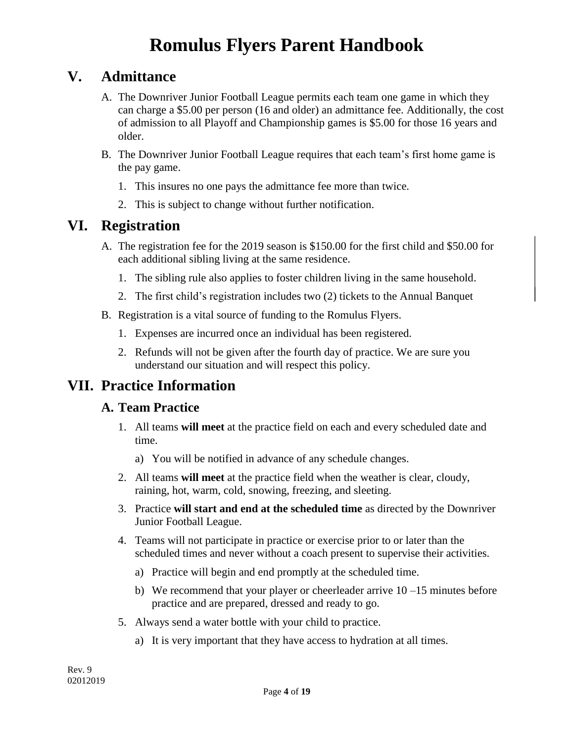## V. Admittance

A. The Downriver Junior Football League permits each team one game in which they can charge a $5.00 per person (16 and older) an admittance fee. Additionally, the cost of admission to all Playoff and Championship games is $5.00 for those 16 years and older.

B. The Downriver Junior Football League requires that each team's first home game is the pay game.

   1. This insures no one pays the admittance fee more than twice.
   2. This is subject to change without further notification.

## VI. Registration

A. The registration fee for the 2019 season is $150.00 for the first child and $50.00 for each additional sibling living at the same residence.

   1. The sibling rule also applies to foster children living in the same household.
   2. The first child's registration includes two (2) tickets to the Annual Banquet

B. Registration is a vital source of funding to the Romulus Flyers.

   1. Expenses are incurred once an individual has been registered.
   2. Refunds will not be given after the fourth day of practice. We are sure you understand our situation and will respect this policy.

## VII. Practice Information

### A. Team Practice

1. All teams **will meet** at the practice field on each and every scheduled date and time.
   a) You will be notified in advance of any schedule changes.
2. All teams **will meet** at the practice field when the weather is clear, cloudy, raining, hot, warm, cold, snowing, freezing, and sleeting.
3. Practice **will start and end at the scheduled time** as directed by the Downriver Junior Football League.
4. Teams will not participate in practice or exercise prior to or later than the scheduled times and never without a coach present to supervise their activities.
   a) Practice will begin and end promptly at the scheduled time.
   b) We recommend that your player or cheerleader arrive 10 –15 minutes before practice and are prepared, dressed and ready to go.
5. Always send a water bottle with your child to practice.
   a) It is very important that they have access to hydration at all times.

Rev. 9
02012019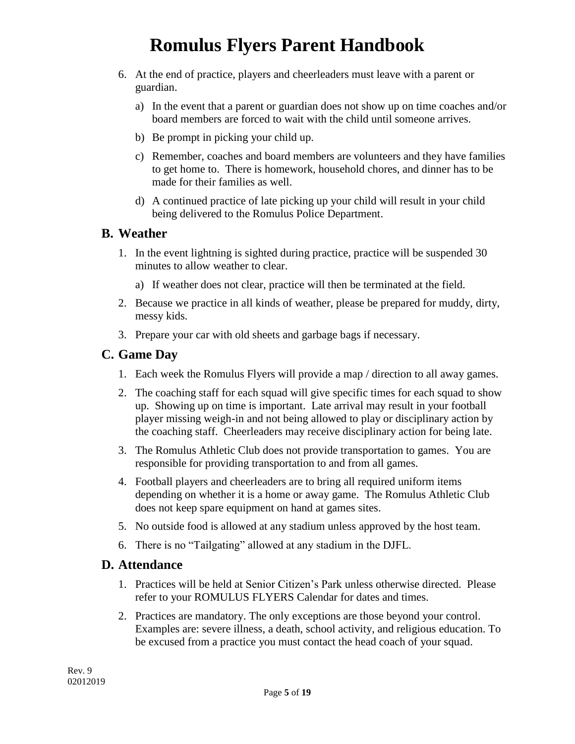6. At the end of practice, players and cheerleaders must leave with a parent or guardian.
   a) In the event that a parent or guardian does not show up on time coaches and/or board members are forced to wait with the child until someone arrives.
   b) Be prompt in picking your child up.
   c) Remember, coaches and board members are volunteers and they have families to get home to. There is homework, household chores, and dinner has to be made for their families as well.
   d) A continued practice of late picking up your child will result in your child being delivered to the Romulus Police Department.

## B. Weather

1. In the event lightning is sighted during practice, practice will be suspended 30 minutes to allow weather to clear.
   a) If weather does not clear, practice will then be terminated at the field.
2. Because we practice in all kinds of weather, please be prepared for muddy, dirty, messy kids.
3. Prepare your car with old sheets and garbage bags if necessary.

## C. Game Day

1. Each week the Romulus Flyers will provide a map / direction to all away games.
2. The coaching staff for each squad will give specific times for each squad to show up. Showing up on time is important. Late arrival may result in your football player missing weigh-in and not being allowed to play or disciplinary action by the coaching staff. Cheerleaders may receive disciplinary action for being late.
3. The Romulus Athletic Club does not provide transportation to games. You are responsible for providing transportation to and from all games.
4. Football players and cheerleaders are to bring all required uniform items depending on whether it is a home or away game. The Romulus Athletic Club does not keep spare equipment on hand at games sites.
5. No outside food is allowed at any stadium unless approved by the host team.
6. There is no "Tailgating" allowed at any stadium in the DJFL.

## D. Attendance

1. Practices will be held at Senior Citizen's Park unless otherwise directed. Please refer to your ROMULUS FLYERS Calendar for dates and times.
2. Practices are mandatory. The only exceptions are those beyond your control. Examples are: severe illness, a death, school activity, and religious education. To be excused from a practice you must contact the head coach of your squad.

Rev. 9
02012019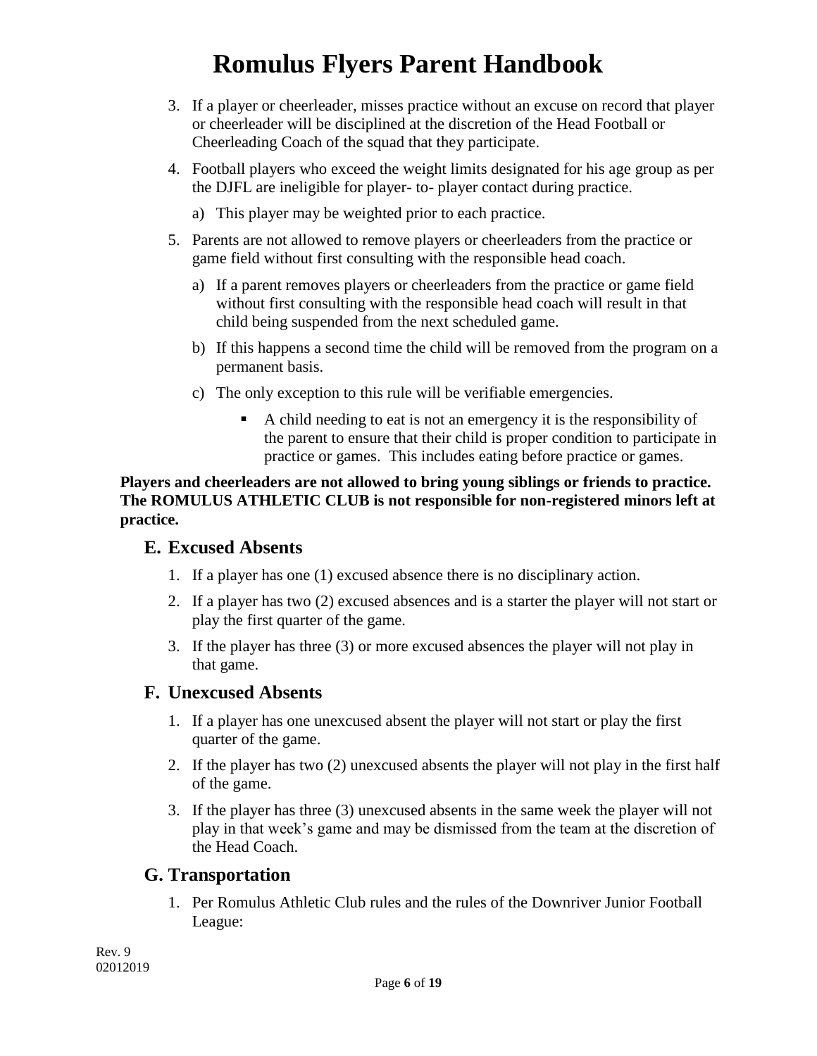3. If a player or cheerleader, misses practice without an excuse on record that player or cheerleader will be disciplined at the discretion of the Head Football or Cheerleading Coach of the squad that they participate.
4. Football players who exceed the weight limits designated for his age group as per the DJFL are ineligible for player- to- player contact during practice.
   a) This player may be weighted prior to each practice.
5. Parents are not allowed to remove players or cheerleaders from the practice or game field without first consulting with the responsible head coach.
   a) If a parent removes players or cheerleaders from the practice or game field without first consulting with the responsible head coach will result in that child being suspended from the next scheduled game.
   b) If this happens a second time the child will be removed from the program on a permanent basis.
   c) The only exception to this rule will be verifiable emergencies.
      - A child needing to eat is not an emergency it is the responsibility of the parent to ensure that their child is proper condition to participate in practice or games. This includes eating before practice or games.

**Players and cheerleaders are not allowed to bring young siblings or friends to practice. The ROMULUS ATHLETIC CLUB is not responsible for non-registered minors left at practice.**

## E. Excused Absents

1. If a player has one (1) excused absence there is no disciplinary action.
2. If a player has two (2) excused absences and is a starter the player will not start or play the first quarter of the game.
3. If the player has three (3) or more excused absences the player will not play in that game.

## F. Unexcused Absents

1. If a player has one unexcused absent the player will not start or play the first quarter of the game.
2. If the player has two (2) unexcused absents the player will not play in the first half of the game.
3. If the player has three (3) unexcused absents in the same week the player will not play in that week's game and may be dismissed from the team at the discretion of the Head Coach.

## G. Transportation

1. Per Romulus Athletic Club rules and the rules of the Downriver Junior Football League:

Rev. 9
02012019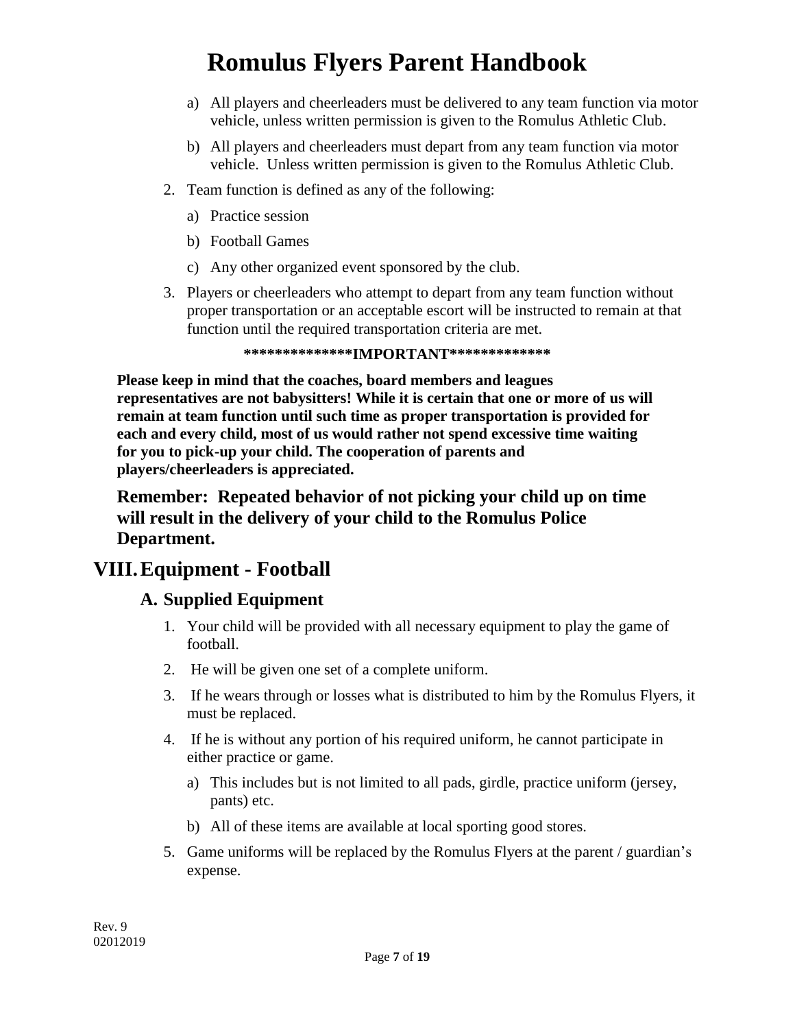a) All players and cheerleaders must be delivered to any team function via motor vehicle, unless written permission is given to the Romulus Athletic Club.

b) All players and cheerleaders must depart from any team function via motor vehicle. Unless written permission is given to the Romulus Athletic Club.

2. Team function is defined as any of the following:

   a) Practice session

   b) Football Games

   c) Any other organized event sponsored by the club.

3. Players or cheerleaders who attempt to depart from any team function without proper transportation or an acceptable escort will be instructed to remain at that function until the required transportation criteria are met.

**\*\*\*\*\*\*\*\*\*\*\*\*\*\*IMPORTANT\*\*\*\*\*\*\*\*\*\*\*\*\***

**Please keep in mind that the coaches, board members and leagues representatives are not babysitters! While it is certain that one or more of us will remain at team function until such time as proper transportation is provided for each and every child, most of us would rather not spend excessive time waiting for you to pick-up your child. The cooperation of parents and players/cheerleaders is appreciated.**

**Remember: Repeated behavior of not picking your child up on time will result in the delivery of your child to the Romulus Police Department.**

# VIII. Equipment - Football

## A. Supplied Equipment

1. Your child will be provided with all necessary equipment to play the game of football.
2. He will be given one set of a complete uniform.
3. If he wears through or losses what is distributed to him by the Romulus Flyers, it must be replaced.
4. If he is without any portion of his required uniform, he cannot participate in either practice or game.
   a) This includes but is not limited to all pads, girdle, practice uniform (jersey, pants) etc.
   b) All of these items are available at local sporting good stores.
5. Game uniforms will be replaced by the Romulus Flyers at the parent / guardian's expense.

Rev. 9
02012019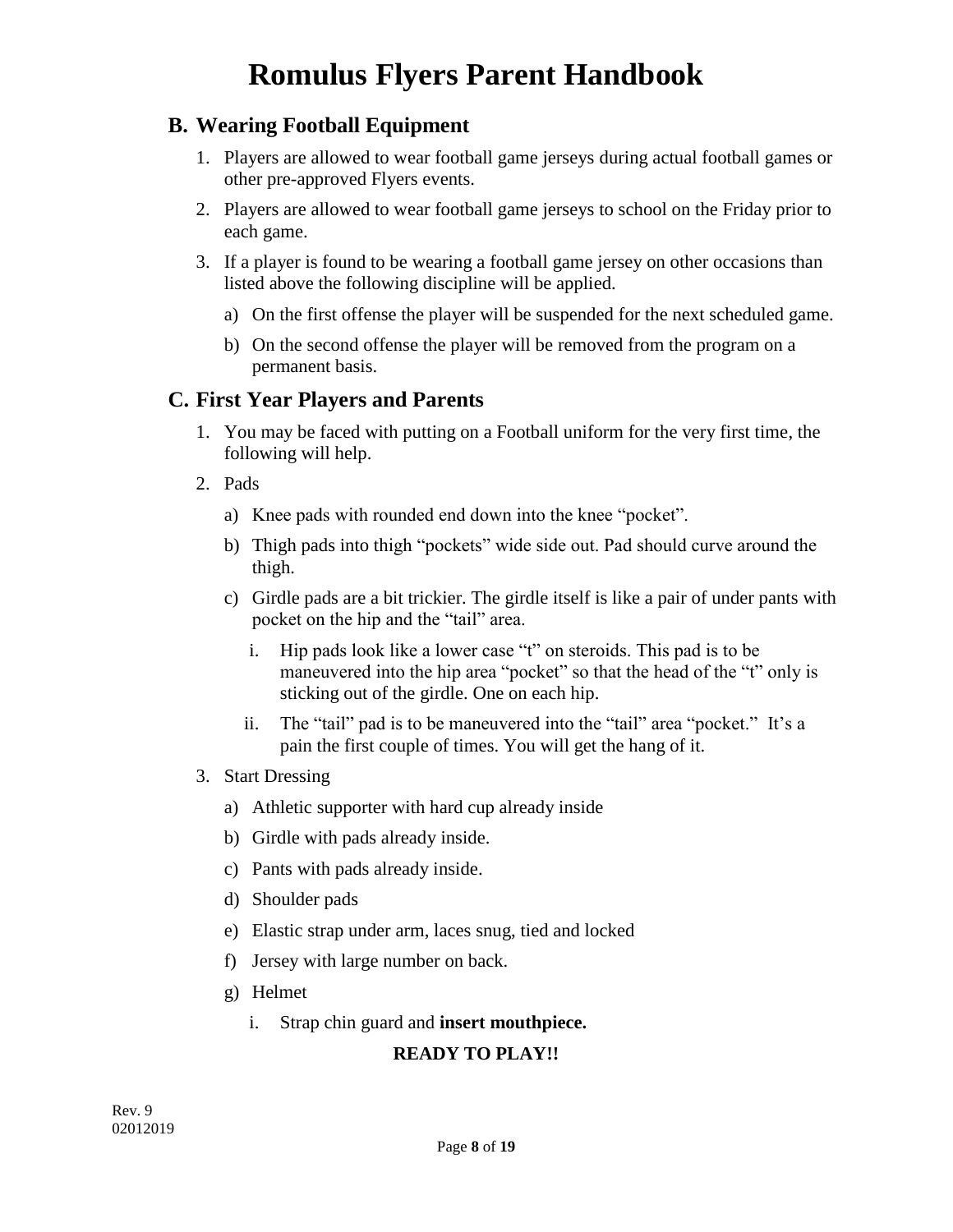# Romulus Flyers Parent Handbook

## B. Wearing Football Equipment

1. Players are allowed to wear football game jerseys during actual football games or other pre-approved Flyers events.
2. Players are allowed to wear football game jerseys to school on the Friday prior to each game.
3. If a player is found to be wearing a football game jersey on other occasions than listed above the following discipline will be applied.
   a) On the first offense the player will be suspended for the next scheduled game.
   b) On the second offense the player will be removed from the program on a permanent basis.

## C. First Year Players and Parents

1. You may be faced with putting on a Football uniform for the very first time, the following will help.
2. Pads
   a) Knee pads with rounded end down into the knee "pocket".
   b) Thigh pads into thigh "pockets" wide side out. Pad should curve around the thigh.
   c) Girdle pads are a bit trickier. The girdle itself is like a pair of under pants with pocket on the hip and the "tail" area.
      i. Hip pads look like a lower case "t" on steroids. This pad is to be maneuvered into the hip area "pocket" so that the head of the "t" only is sticking out of the girdle. One on each hip.
      ii. The "tail" pad is to be maneuvered into the "tail" area "pocket." It's a pain the first couple of times. You will get the hang of it.
3. Start Dressing
   a) Athletic supporter with hard cup already inside
   b) Girdle with pads already inside.
   c) Pants with pads already inside.
   d) Shoulder pads
   e) Elastic strap under arm, laces snug, tied and locked
   f) Jersey with large number on back.
   g) Helmet
      i. Strap chin guard and **insert mouthpiece.**

**READY TO PLAY!!**

Rev. 9
02012019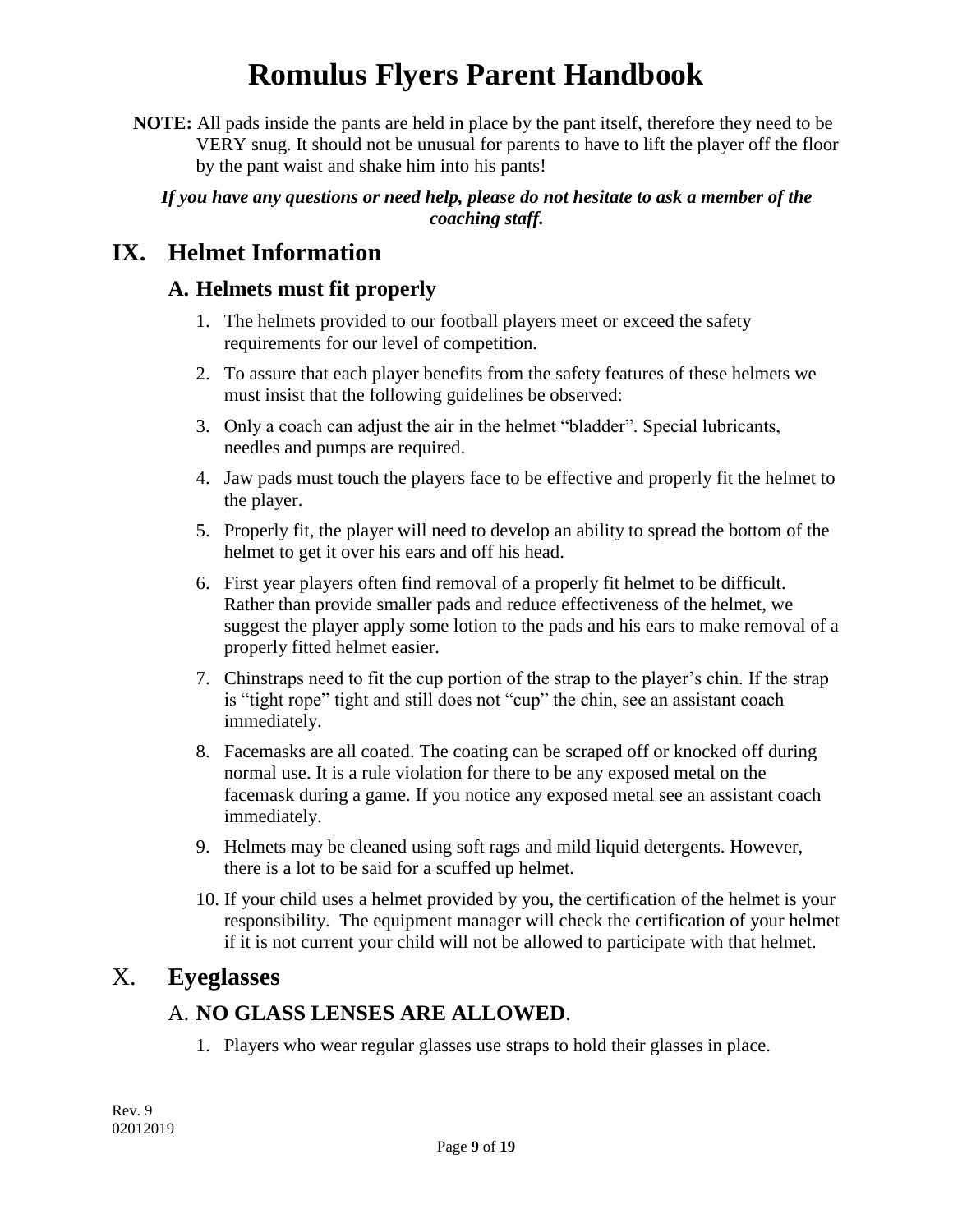**NOTE:** All pads inside the pants are held in place by the pant itself, therefore they need to be VERY snug. It should not be unusual for parents to have to lift the player off the floor by the pant waist and shake him into his pants!

***If you have any questions or need help, please do not hesitate to ask a member of the coaching staff.***

## IX. Helmet Information

### A. Helmets must fit properly

1. The helmets provided to our football players meet or exceed the safety requirements for our level of competition.
2. To assure that each player benefits from the safety features of these helmets we must insist that the following guidelines be observed:
3. Only a coach can adjust the air in the helmet "bladder". Special lubricants, needles and pumps are required.
4. Jaw pads must touch the players face to be effective and properly fit the helmet to the player.
5. Properly fit, the player will need to develop an ability to spread the bottom of the helmet to get it over his ears and off his head.
6. First year players often find removal of a properly fit helmet to be difficult. Rather than provide smaller pads and reduce effectiveness of the helmet, we suggest the player apply some lotion to the pads and his ears to make removal of a properly fitted helmet easier.
7. Chinstraps need to fit the cup portion of the strap to the player's chin. If the strap is "tight rope" tight and still does not "cup" the chin, see an assistant coach immediately.
8. Facemasks are all coated. The coating can be scraped off or knocked off during normal use. It is a rule violation for there to be any exposed metal on the facemask during a game. If you notice any exposed metal see an assistant coach immediately.
9. Helmets may be cleaned using soft rags and mild liquid detergents. However, there is a lot to be said for a scuffed up helmet.
10. If your child uses a helmet provided by you, the certification of the helmet is your responsibility. The equipment manager will check the certification of your helmet if it is not current your child will not be allowed to participate with that helmet.

## X. Eyeglasses

### A. NO GLASS LENSES ARE ALLOWED.

1. Players who wear regular glasses use straps to hold their glasses in place.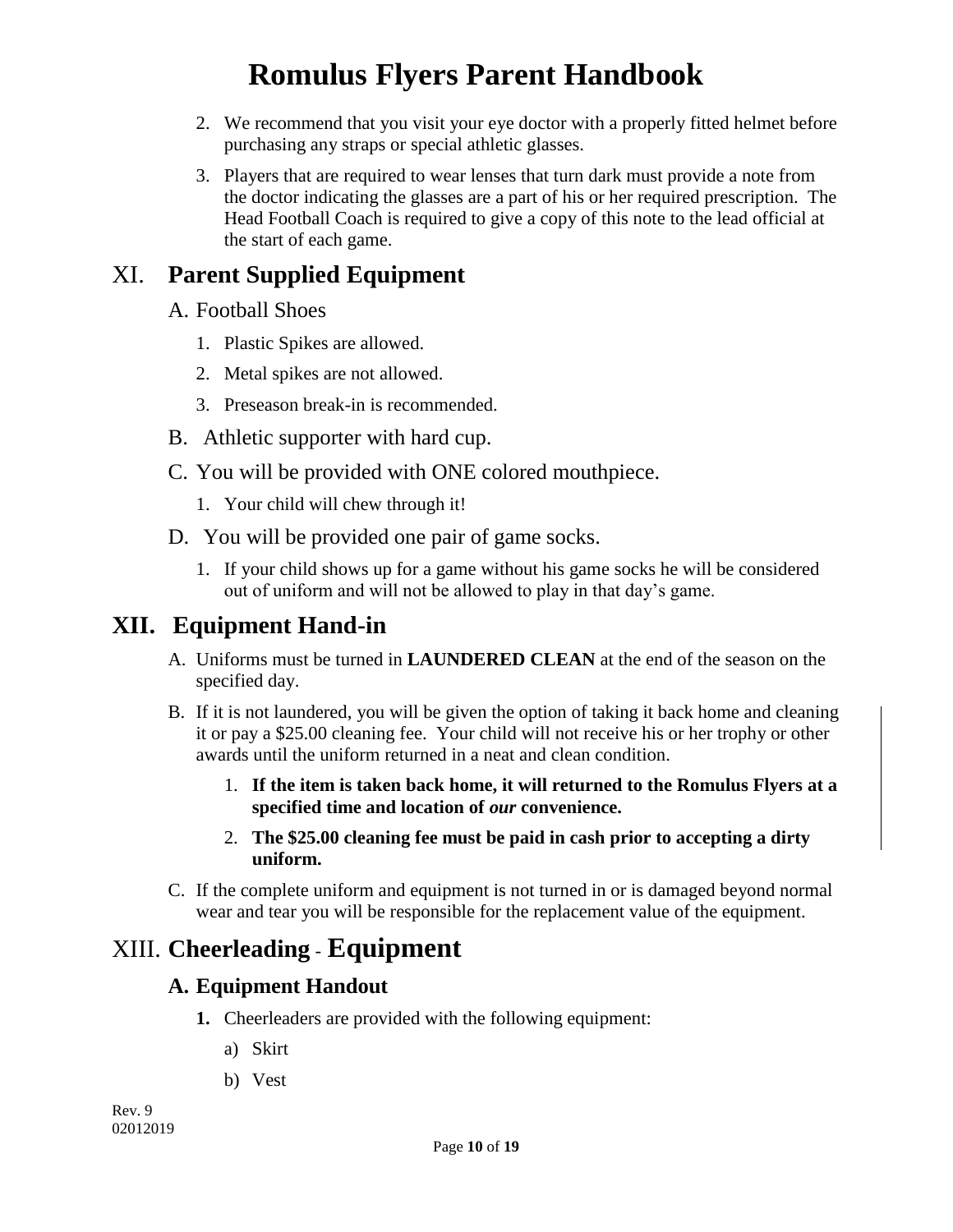2. We recommend that you visit your eye doctor with a properly fitted helmet before purchasing any straps or special athletic glasses.
3. Players that are required to wear lenses that turn dark must provide a note from the doctor indicating the glasses are a part of his or her required prescription. The Head Football Coach is required to give a copy of this note to the lead official at the start of each game.

## XI. Parent Supplied Equipment

A. Football Shoes

1. Plastic Spikes are allowed.
2. Metal spikes are not allowed.
3. Preseason break-in is recommended.

B. Athletic supporter with hard cup.

C. You will be provided with ONE colored mouthpiece.

1. Your child will chew through it!

D. You will be provided one pair of game socks.

1. If your child shows up for a game without his game socks he will be considered out of uniform and will not be allowed to play in that day's game.

## XII. Equipment Hand-in

A. Uniforms must be turned in **LAUNDERED CLEAN** at the end of the season on the specified day.

B. If it is not laundered, you will be given the option of taking it back home and cleaning it or pay a $25.00 cleaning fee. Your child will not receive his or her trophy or other awards until the uniform returned in a neat and clean condition.

1. **If the item is taken back home, it will returned to the Romulus Flyers at a specified time and location of *our* convenience.**
2. **The $25.00 cleaning fee must be paid in cash prior to accepting a dirty uniform.**

C. If the complete uniform and equipment is not turned in or is damaged beyond normal wear and tear you will be responsible for the replacement value of the equipment.

## XIII. Cheerleading - Equipment

### A. Equipment Handout

**1.** Cheerleaders are provided with the following equipment:

a) Skirt

b) Vest

Rev. 9
02012019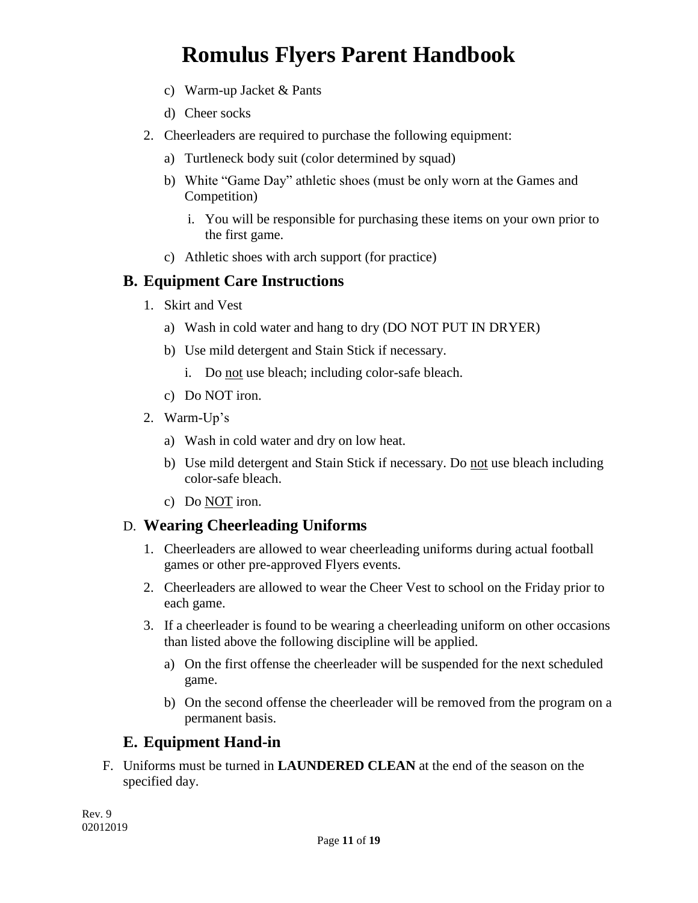c) Warm-up Jacket & Pants

d) Cheer socks

2. Cheerleaders are required to purchase the following equipment:

   a) Turtleneck body suit (color determined by squad)

   b) White "Game Day" athletic shoes (must be only worn at the Games and Competition)

      i. You will be responsible for purchasing these items on your own prior to the first game.

   c) Athletic shoes with arch support (for practice)

## B. Equipment Care Instructions

1. Skirt and Vest

   a) Wash in cold water and hang to dry (DO NOT PUT IN DRYER)

   b) Use mild detergent and Stain Stick if necessary.

      i. Do <u>not</u> use bleach; including color-safe bleach.

   c) Do NOT iron.

2. Warm-Up's

   a) Wash in cold water and dry on low heat.

   b) Use mild detergent and Stain Stick if necessary. Do <u>not</u> use bleach including color-safe bleach.

   c) Do <u>NOT</u> iron.

## D. Wearing Cheerleading Uniforms

1. Cheerleaders are allowed to wear cheerleading uniforms during actual football games or other pre-approved Flyers events.

2. Cheerleaders are allowed to wear the Cheer Vest to school on the Friday prior to each game.

3. If a cheerleader is found to be wearing a cheerleading uniform on other occasions than listed above the following discipline will be applied.

   a) On the first offense the cheerleader will be suspended for the next scheduled game.

   b) On the second offense the cheerleader will be removed from the program on a permanent basis.

## E. Equipment Hand-in

F. Uniforms must be turned in **LAUNDERED CLEAN** at the end of the season on the specified day.

Rev. 9
02012019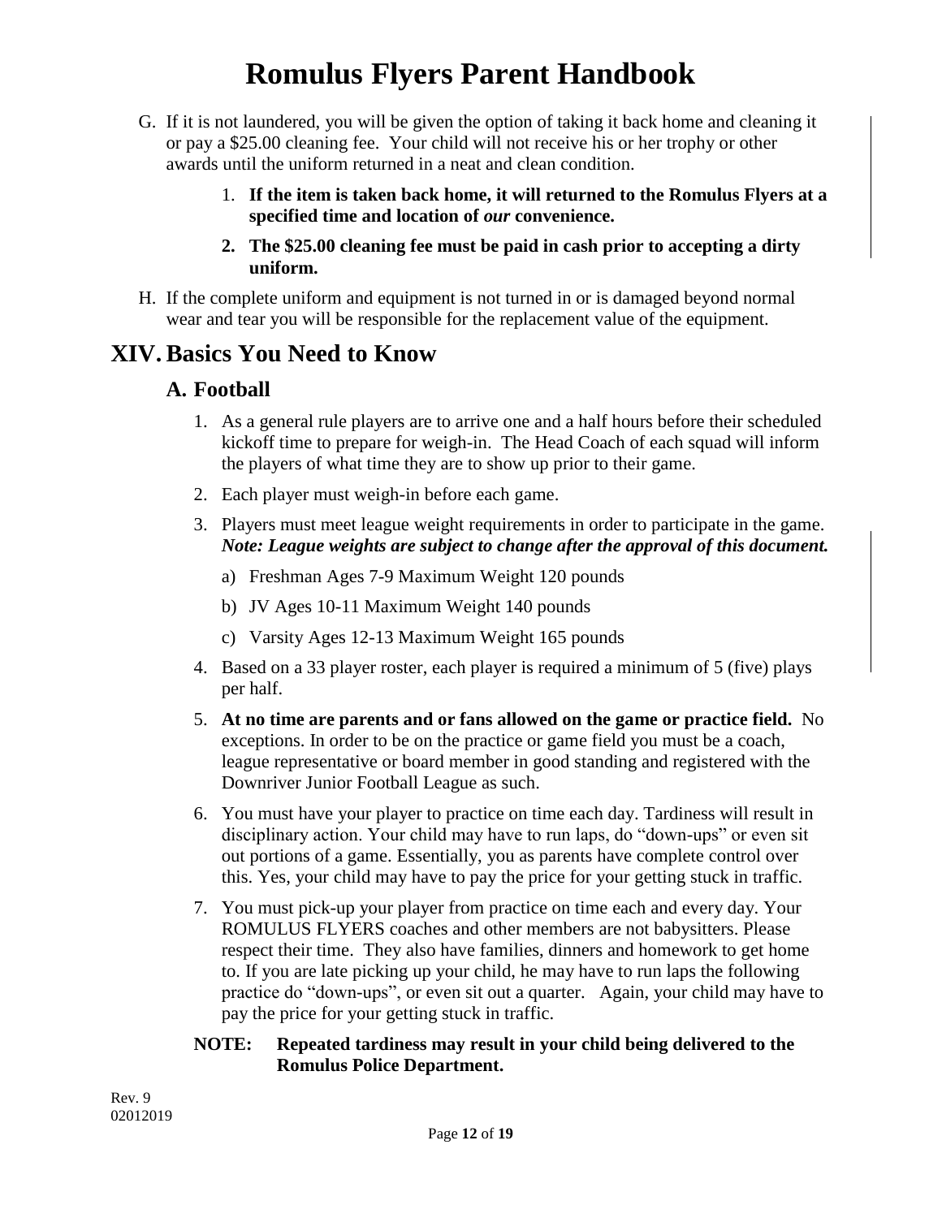G. If it is not laundered, you will be given the option of taking it back home and cleaning it or pay a $25.00 cleaning fee. Your child will not receive his or her trophy or other awards until the uniform returned in a neat and clean condition.

   1. **If the item is taken back home, it will returned to the Romulus Flyers at a specified time and location of *our* convenience.**
   2. **The $25.00 cleaning fee must be paid in cash prior to accepting a dirty uniform.**

H. If the complete uniform and equipment is not turned in or is damaged beyond normal wear and tear you will be responsible for the replacement value of the equipment.

## XIV. Basics You Need to Know

### A. Football

1. As a general rule players are to arrive one and a half hours before their scheduled kickoff time to prepare for weigh-in. The Head Coach of each squad will inform the players of what time they are to show up prior to their game.
2. Each player must weigh-in before each game.
3. Players must meet league weight requirements in order to participate in the game. ***Note: League weights are subject to change after the approval of this document.***
   a) Freshman Ages 7-9 Maximum Weight 120 pounds
   b) JV Ages 10-11 Maximum Weight 140 pounds
   c) Varsity Ages 12-13 Maximum Weight 165 pounds
4. Based on a 33 player roster, each player is required a minimum of 5 (five) plays per half.
5. **At no time are parents and or fans allowed on the game or practice field.** No exceptions. In order to be on the practice or game field you must be a coach, league representative or board member in good standing and registered with the Downriver Junior Football League as such.
6. You must have your player to practice on time each day. Tardiness will result in disciplinary action. Your child may have to run laps, do "down-ups" or even sit out portions of a game. Essentially, you as parents have complete control over this. Yes, your child may have to pay the price for your getting stuck in traffic.
7. You must pick-up your player from practice on time each and every day. Your ROMULUS FLYERS coaches and other members are not babysitters. Please respect their time. They also have families, dinners and homework to get home to. If you are late picking up your child, he may have to run laps the following practice do "down-ups", or even sit out a quarter. Again, your child may have to pay the price for your getting stuck in traffic.

**NOTE: Repeated tardiness may result in your child being delivered to the Romulus Police Department.**

Rev. 9
02012019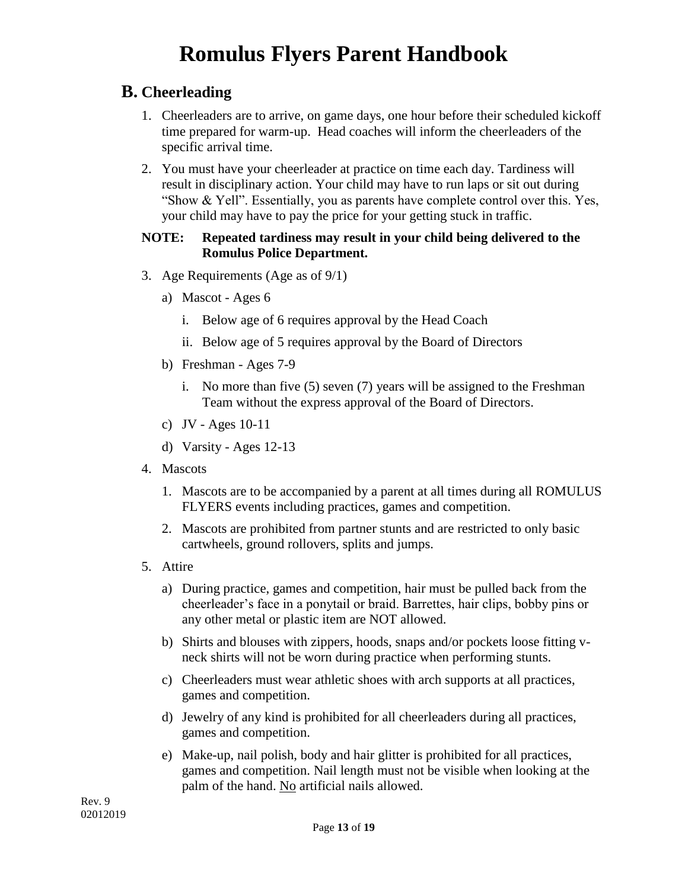# Romulus Flyers Parent Handbook

## B. Cheerleading

1. Cheerleaders are to arrive, on game days, one hour before their scheduled kickoff time prepared for warm-up. Head coaches will inform the cheerleaders of the specific arrival time.
2. You must have your cheerleader at practice on time each day. Tardiness will result in disciplinary action. Your child may have to run laps or sit out during "Show & Yell". Essentially, you as parents have complete control over this. Yes, your child may have to pay the price for your getting stuck in traffic.

**NOTE: Repeated tardiness may result in your child being delivered to the Romulus Police Department.**

3. Age Requirements (Age as of 9/1)
   a) Mascot - Ages 6
      i. Below age of 6 requires approval by the Head Coach
      ii. Below age of 5 requires approval by the Board of Directors
   b) Freshman - Ages 7-9
      i. No more than five (5) seven (7) years will be assigned to the Freshman Team without the express approval of the Board of Directors.
   c) JV - Ages 10-11
   d) Varsity - Ages 12-13
4. Mascots
   1. Mascots are to be accompanied by a parent at all times during all ROMULUS FLYERS events including practices, games and competition.
   2. Mascots are prohibited from partner stunts and are restricted to only basic cartwheels, ground rollovers, splits and jumps.
5. Attire
   a) During practice, games and competition, hair must be pulled back from the cheerleader's face in a ponytail or braid. Barrettes, hair clips, bobby pins or any other metal or plastic item are NOT allowed.
   b) Shirts and blouses with zippers, hoods, snaps and/or pockets loose fitting v-neck shirts will not be worn during practice when performing stunts.
   c) Cheerleaders must wear athletic shoes with arch supports at all practices, games and competition.
   d) Jewelry of any kind is prohibited for all cheerleaders during all practices, games and competition.
   e) Make-up, nail polish, body and hair glitter is prohibited for all practices, games and competition. Nail length must not be visible when looking at the palm of the hand. <u>No</u> artificial nails allowed.

Rev. 9
02012019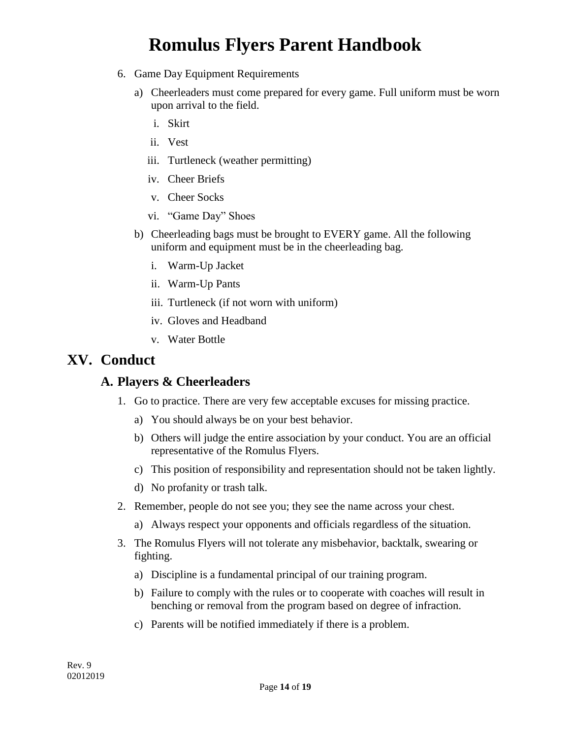6. Game Day Equipment Requirements
   a) Cheerleaders must come prepared for every game. Full uniform must be worn upon arrival to the field.
      i. Skirt
      ii. Vest
      iii. Turtleneck (weather permitting)
      iv. Cheer Briefs
      v. Cheer Socks
      vi. "Game Day" Shoes
   b) Cheerleading bags must be brought to EVERY game. All the following uniform and equipment must be in the cheerleading bag.
      i. Warm-Up Jacket
      ii. Warm-Up Pants
      iii. Turtleneck (if not worn with uniform)
      iv. Gloves and Headband
      v. Water Bottle

## XV. Conduct

### A. Players & Cheerleaders

1. Go to practice. There are very few acceptable excuses for missing practice.
   a) You should always be on your best behavior.
   b) Others will judge the entire association by your conduct. You are an official representative of the Romulus Flyers.
   c) This position of responsibility and representation should not be taken lightly.
   d) No profanity or trash talk.
2. Remember, people do not see you; they see the name across your chest.
   a) Always respect your opponents and officials regardless of the situation.
3. The Romulus Flyers will not tolerate any misbehavior, backtalk, swearing or fighting.
   a) Discipline is a fundamental principal of our training program.
   b) Failure to comply with the rules or to cooperate with coaches will result in benching or removal from the program based on degree of infraction.
   c) Parents will be notified immediately if there is a problem.

Rev. 9
02012019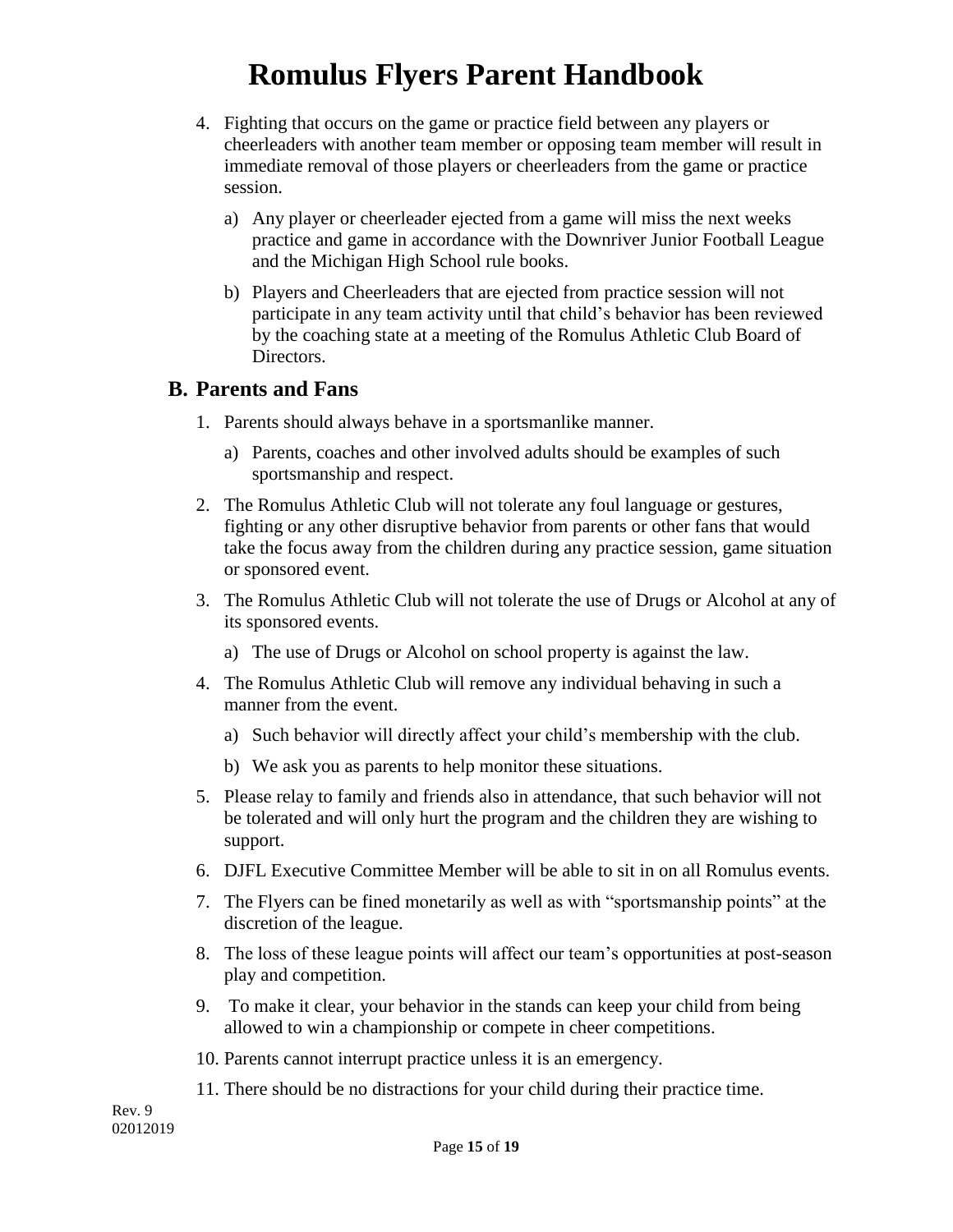4. Fighting that occurs on the game or practice field between any players or cheerleaders with another team member or opposing team member will result in immediate removal of those players or cheerleaders from the game or practice session.

   a) Any player or cheerleader ejected from a game will miss the next weeks practice and game in accordance with the Downriver Junior Football League and the Michigan High School rule books.

   b) Players and Cheerleaders that are ejected from practice session will not participate in any team activity until that child's behavior has been reviewed by the coaching state at a meeting of the Romulus Athletic Club Board of Directors.

## B. Parents and Fans

1. Parents should always behave in a sportsmanlike manner.

   a) Parents, coaches and other involved adults should be examples of such sportsmanship and respect.

2. The Romulus Athletic Club will not tolerate any foul language or gestures, fighting or any other disruptive behavior from parents or other fans that would take the focus away from the children during any practice session, game situation or sponsored event.

3. The Romulus Athletic Club will not tolerate the use of Drugs or Alcohol at any of its sponsored events.

   a) The use of Drugs or Alcohol on school property is against the law.

4. The Romulus Athletic Club will remove any individual behaving in such a manner from the event.

   a) Such behavior will directly affect your child's membership with the club.

   b) We ask you as parents to help monitor these situations.

5. Please relay to family and friends also in attendance, that such behavior will not be tolerated and will only hurt the program and the children they are wishing to support.

6. DJFL Executive Committee Member will be able to sit in on all Romulus events.

7. The Flyers can be fined monetarily as well as with "sportsmanship points" at the discretion of the league.

8. The loss of these league points will affect our team's opportunities at post-season play and competition.

9. To make it clear, your behavior in the stands can keep your child from being allowed to win a championship or compete in cheer competitions.

10. Parents cannot interrupt practice unless it is an emergency.

11. There should be no distractions for your child during their practice time.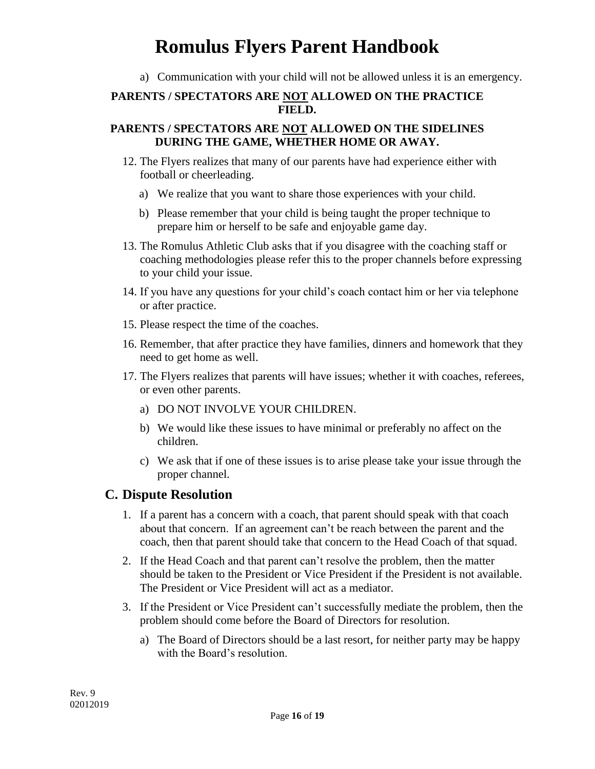a) Communication with your child will not be allowed unless it is an emergency.

**PARENTS / SPECTATORS ARE <u>NOT</u> ALLOWED ON THE PRACTICE FIELD.**

**PARENTS / SPECTATORS ARE <u>NOT</u> ALLOWED ON THE SIDELINES DURING THE GAME, WHETHER HOME OR AWAY.**

12. The Flyers realizes that many of our parents have had experience either with football or cheerleading.
    a) We realize that you want to share those experiences with your child.
    b) Please remember that your child is being taught the proper technique to prepare him or herself to be safe and enjoyable game day.
13. The Romulus Athletic Club asks that if you disagree with the coaching staff or coaching methodologies please refer this to the proper channels before expressing to your child your issue.
14. If you have any questions for your child's coach contact him or her via telephone or after practice.
15. Please respect the time of the coaches.
16. Remember, that after practice they have families, dinners and homework that they need to get home as well.
17. The Flyers realizes that parents will have issues; whether it with coaches, referees, or even other parents.
    a) DO NOT INVOLVE YOUR CHILDREN.
    b) We would like these issues to have minimal or preferably no affect on the children.
    c) We ask that if one of these issues is to arise please take your issue through the proper channel.

## C. Dispute Resolution

1. If a parent has a concern with a coach, that parent should speak with that coach about that concern. If an agreement can't be reach between the parent and the coach, then that parent should take that concern to the Head Coach of that squad.
2. If the Head Coach and that parent can't resolve the problem, then the matter should be taken to the President or Vice President if the President is not available. The President or Vice President will act as a mediator.
3. If the President or Vice President can't successfully mediate the problem, then the problem should come before the Board of Directors for resolution.
    a) The Board of Directors should be a last resort, for neither party may be happy with the Board's resolution.

Rev. 9
02012019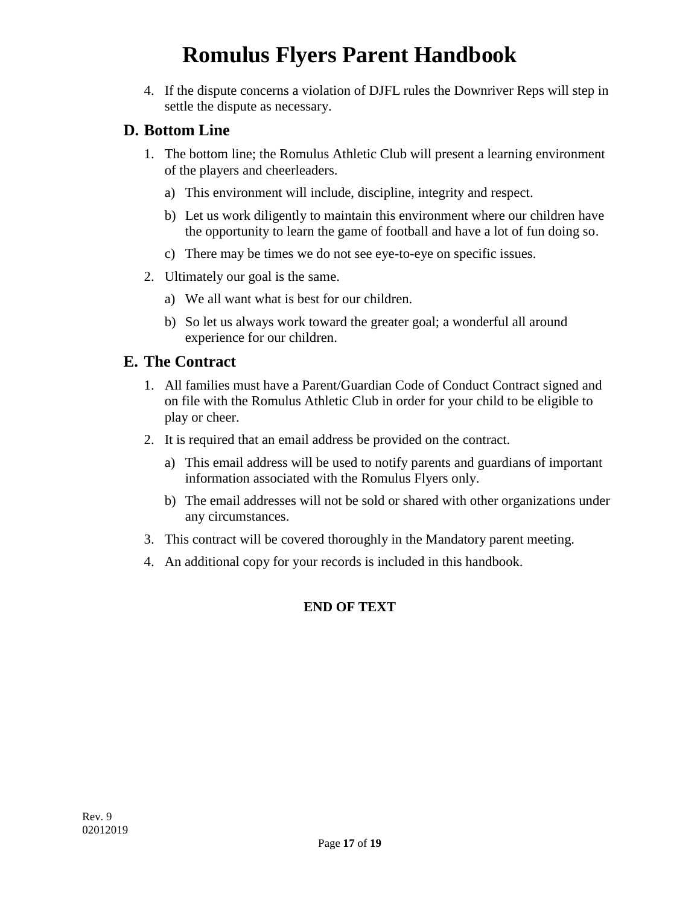4. If the dispute concerns a violation of DJFL rules the Downriver Reps will step in settle the dispute as necessary.

## D. Bottom Line

1. The bottom line; the Romulus Athletic Club will present a learning environment of the players and cheerleaders.
   a) This environment will include, discipline, integrity and respect.
   b) Let us work diligently to maintain this environment where our children have the opportunity to learn the game of football and have a lot of fun doing so.
   c) There may be times we do not see eye-to-eye on specific issues.
2. Ultimately our goal is the same.
   a) We all want what is best for our children.
   b) So let us always work toward the greater goal; a wonderful all around experience for our children.

## E. The Contract

1. All families must have a Parent/Guardian Code of Conduct Contract signed and on file with the Romulus Athletic Club in order for your child to be eligible to play or cheer.
2. It is required that an email address be provided on the contract.
   a) This email address will be used to notify parents and guardians of important information associated with the Romulus Flyers only.
   b) The email addresses will not be sold or shared with other organizations under any circumstances.
3. This contract will be covered thoroughly in the Mandatory parent meeting.
4. An additional copy for your records is included in this handbook.

**END OF TEXT**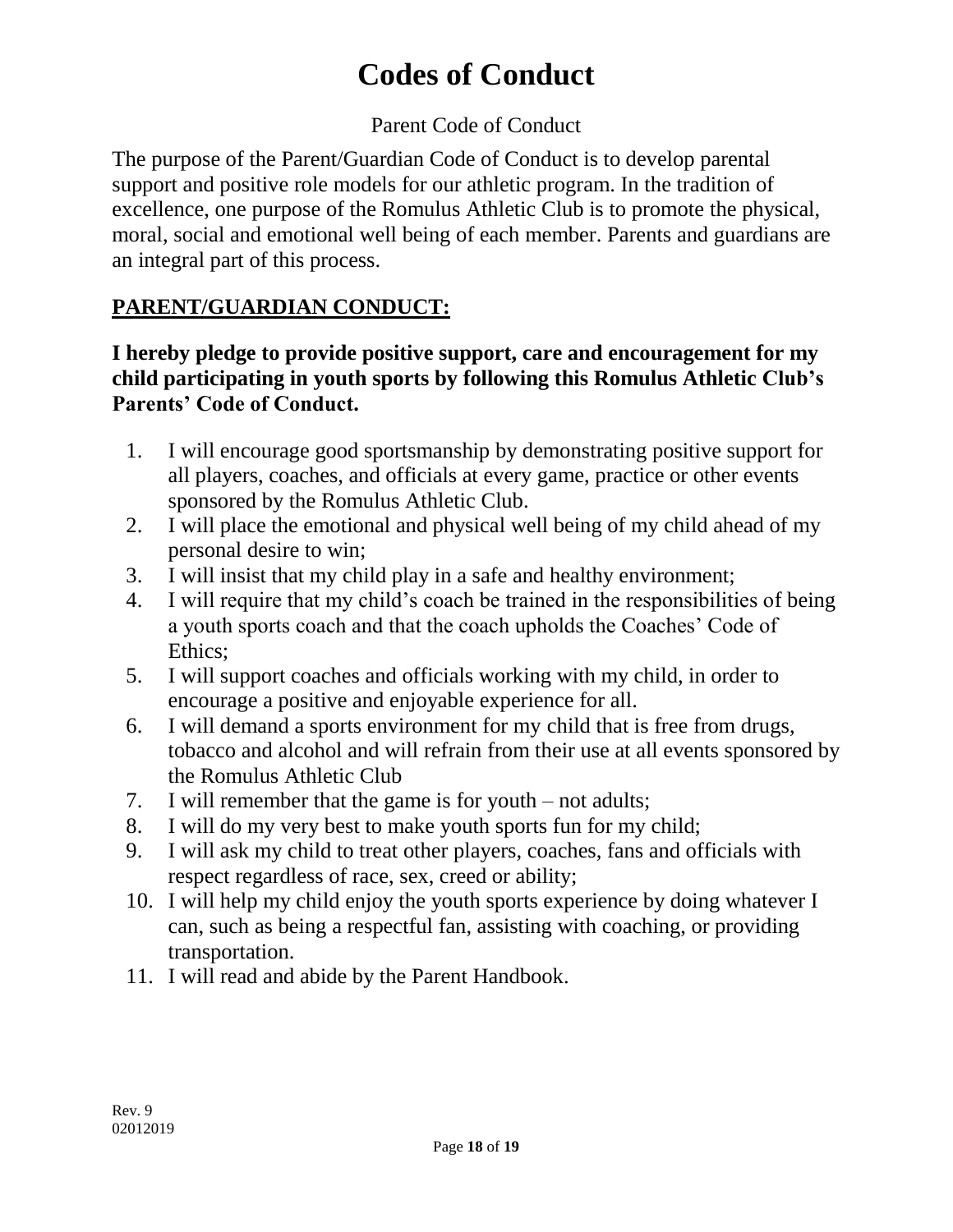# Codes of Conduct

Parent Code of Conduct

The purpose of the Parent/Guardian Code of Conduct is to develop parental support and positive role models for our athletic program. In the tradition of excellence, one purpose of the Romulus Athletic Club is to promote the physical, moral, social and emotional well being of each member. Parents and guardians are an integral part of this process.

## PARENT/GUARDIAN CONDUCT:

**I hereby pledge to provide positive support, care and encouragement for my child participating in youth sports by following this Romulus Athletic Club's Parents' Code of Conduct.**

1. I will encourage good sportsmanship by demonstrating positive support for all players, coaches, and officials at every game, practice or other events sponsored by the Romulus Athletic Club.
2. I will place the emotional and physical well being of my child ahead of my personal desire to win;
3. I will insist that my child play in a safe and healthy environment;
4. I will require that my child's coach be trained in the responsibilities of being a youth sports coach and that the coach upholds the Coaches' Code of Ethics;
5. I will support coaches and officials working with my child, in order to encourage a positive and enjoyable experience for all.
6. I will demand a sports environment for my child that is free from drugs, tobacco and alcohol and will refrain from their use at all events sponsored by the Romulus Athletic Club
7. I will remember that the game is for youth – not adults;
8. I will do my very best to make youth sports fun for my child;
9. I will ask my child to treat other players, coaches, fans and officials with respect regardless of race, sex, creed or ability;
10. I will help my child enjoy the youth sports experience by doing whatever I can, such as being a respectful fan, assisting with coaching, or providing transportation.
11. I will read and abide by the Parent Handbook.

Rev. 9
02012019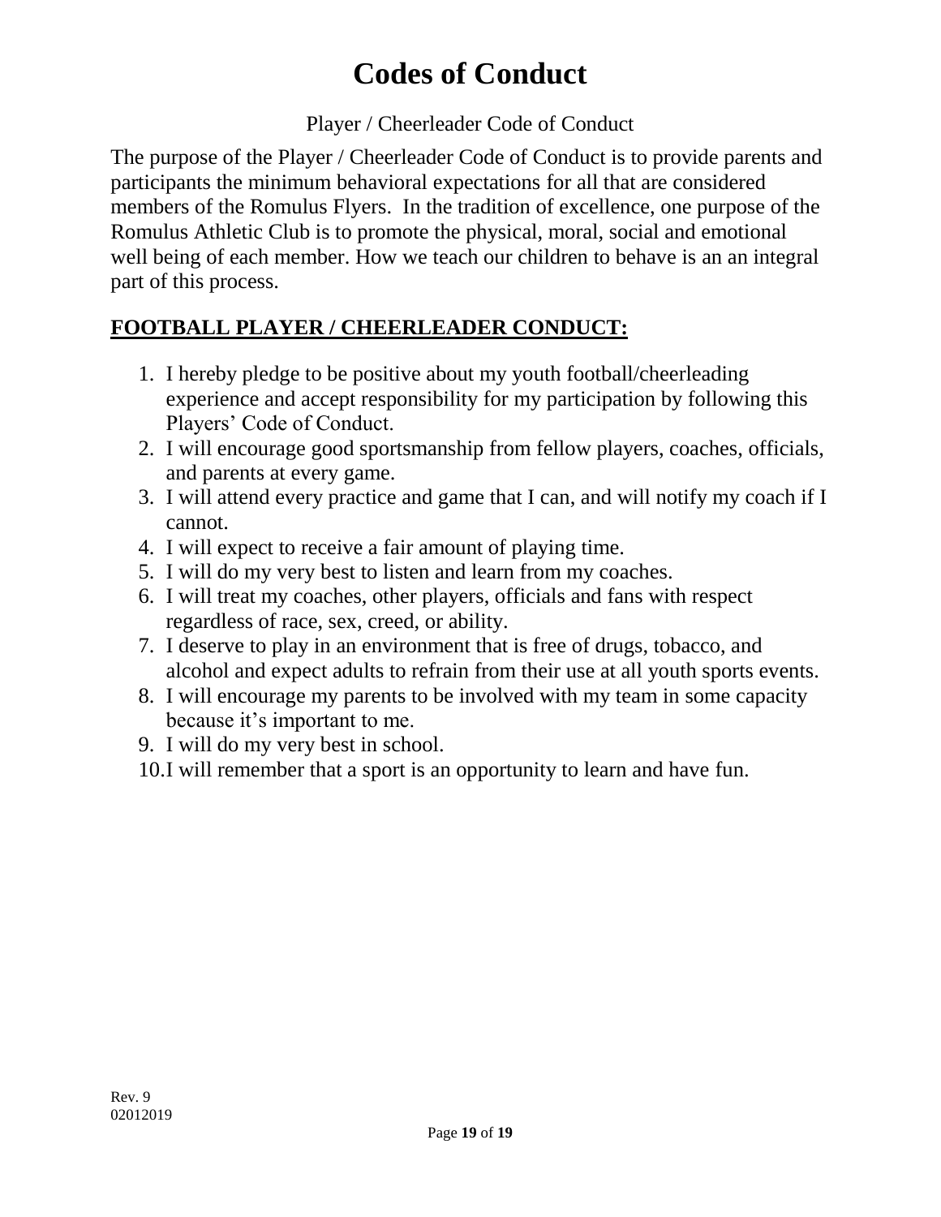# Codes of Conduct

Player / Cheerleader Code of Conduct

The purpose of the Player / Cheerleader Code of Conduct is to provide parents and participants the minimum behavioral expectations for all that are considered members of the Romulus Flyers. In the tradition of excellence, one purpose of the Romulus Athletic Club is to promote the physical, moral, social and emotional well being of each member. How we teach our children to behave is an an integral part of this process.

## FOOTBALL PLAYER / CHEERLEADER CONDUCT:

1. I hereby pledge to be positive about my youth football/cheerleading experience and accept responsibility for my participation by following this Players' Code of Conduct.
2. I will encourage good sportsmanship from fellow players, coaches, officials, and parents at every game.
3. I will attend every practice and game that I can, and will notify my coach if I cannot.
4. I will expect to receive a fair amount of playing time.
5. I will do my very best to listen and learn from my coaches.
6. I will treat my coaches, other players, officials and fans with respect regardless of race, sex, creed, or ability.
7. I deserve to play in an environment that is free of drugs, tobacco, and alcohol and expect adults to refrain from their use at all youth sports events.
8. I will encourage my parents to be involved with my team in some capacity because it's important to me.
9. I will do my very best in school.
10. I will remember that a sport is an opportunity to learn and have fun.

Rev. 9
02012019